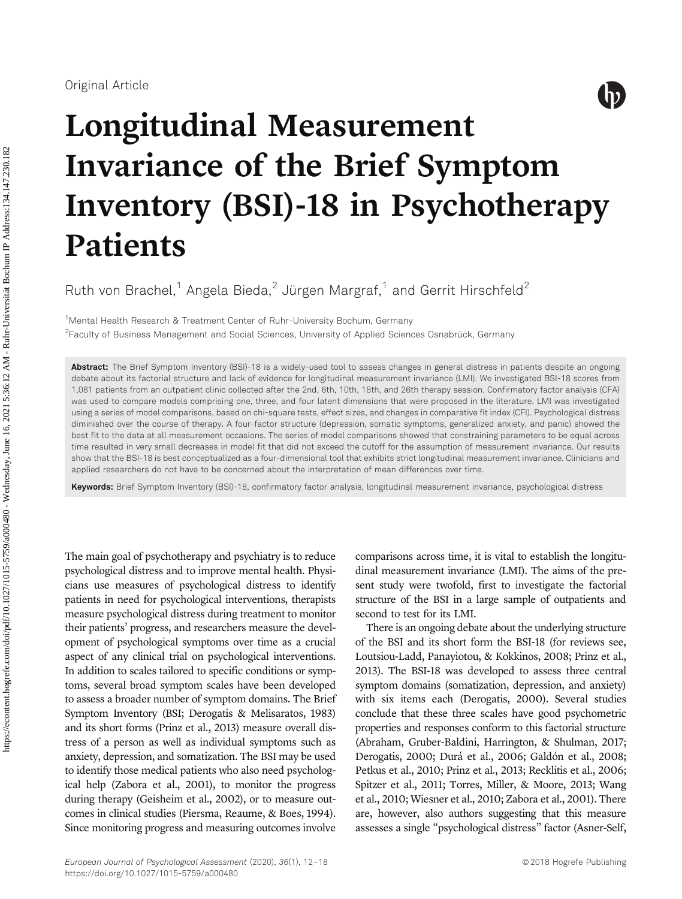Original Article

# Longitudinal Measurement Invariance of the Brief Symptom Inventory (BSI)-18 in Psychotherapy Patients

Ruth von Brachel,[1] Angela Bieda,[2] Jürgen Margraf,[1] and Gerrit Hirschfeld[2]

[1]Mental Health Research & Treatment Center of Ruhr-University Bochum, Germany

[2]Faculty of Business Management and Social Sciences, University of Applied Sciences Osnabrück, Germany

**Abstract:** The Brief Symptom Inventory (BSI)-18 is a widely-used tool to assess changes in general distress in patients despite an ongoing debate about its factorial structure and lack of evidence for longitudinal measurement invariance (LMI). We investigated BSI-18 scores from 1,081 patients from an outpatient clinic collected after the 2nd, 6th, 10th, 18th, and 26th therapy session. Confirmatory factor analysis (CFA) was used to compare models comprising one, three, and four latent dimensions that were proposed in the literature. LMI was investigated using a series of model comparisons, based on chi-square tests, effect sizes, and changes in comparative fit index (CFI). Psychological distress diminished over the course of therapy. A four-factor structure (depression, somatic symptoms, generalized anxiety, and panic) showed the best fit to the data at all measurement occasions. The series of model comparisons showed that constraining parameters to be equal across time resulted in very small decreases in model fit that did not exceed the cutoff for the assumption of measurement invariance. Our results show that the BSI-18 is best conceptualized as a four-dimensional tool that exhibits strict longitudinal measurement invariance. Clinicians and applied researchers do not have to be concerned about the interpretation of mean differences over time.

**Keywords:** Brief Symptom Inventory (BSI)-18, confirmatory factor analysis, longitudinal measurement invariance, psychological distress

The main goal of psychotherapy and psychiatry is to reduce psychological distress and to improve mental health. Physicians use measures of psychological distress to identify patients in need for psychological interventions, therapists measure psychological distress during treatment to monitor their patients' progress, and researchers measure the development of psychological symptoms over time as a crucial aspect of any clinical trial on psychological interventions. In addition to scales tailored to specific conditions or symptoms, several broad symptom scales have been developed to assess a broader number of symptom domains. The Brief Symptom Inventory (BSI; Derogatis & Melisaratos, 1983) and its short forms (Prinz et al., 2013) measure overall distress of a person as well as individual symptoms such as anxiety, depression, and somatization. The BSI may be used to identify those medical patients who also need psychological help (Zabora et al., 2001), to monitor the progress during therapy (Geisheim et al., 2002), or to measure outcomes in clinical studies (Piersma, Reaume, & Boes, 1994). Since monitoring progress and measuring outcomes involve comparisons across time, it is vital to establish the longitudinal measurement invariance (LMI). The aims of the present study were twofold, first to investigate the factorial structure of the BSI in a large sample of outpatients and second to test for its LMI.

There is an ongoing debate about the underlying structure of the BSI and its short form the BSI-18 (for reviews see, Loutsiou-Ladd, Panayiotou, & Kokkinos, 2008; Prinz et al., 2013). The BSI-18 was developed to assess three central symptom domains (somatization, depression, and anxiety) with six items each (Derogatis, 2000). Several studies conclude that these three scales have good psychometric properties and responses conform to this factorial structure (Abraham, Gruber-Baldini, Harrington, & Shulman, 2017; Derogatis, 2000; Durá et al., 2006; Galdón et al., 2008; Petkus et al., 2010; Prinz et al., 2013; Recklitis et al., 2006; Spitzer et al., 2011; Torres, Miller, & Moore, 2013; Wang et al., 2010; Wiesner et al., 2010; Zabora et al., 2001). There are, however, also authors suggesting that this measure assesses a single "psychological distress" factor (Asner-Self,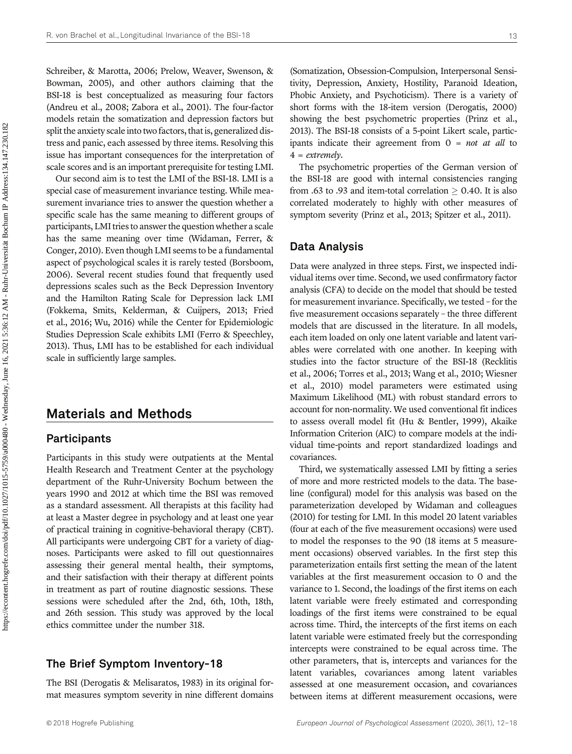Schreiber, & Marotta, 2006; Prelow, Weaver, Swenson, & Bowman, 2005), and other authors claiming that the BSI-18 is best conceptualized as measuring four factors (Andreu et al., 2008; Zabora et al., 2001). The four-factor models retain the somatization and depression factors but split the anxiety scale into two factors, that is, generalized distress and panic, each assessed by three items. Resolving this issue has important consequences for the interpretation of scale scores and is an important prerequisite for testing LMI.

Our second aim is to test the LMI of the BSI-18. LMI is a special case of measurement invariance testing. While measurement invariance tries to answer the question whether a specific scale has the same meaning to different groups of participants, LMI tries to answer the question whether a scale has the same meaning over time (Widaman, Ferrer, & Conger, 2010). Even though LMI seems to be a fundamental aspect of psychological scales it is rarely tested (Borsboom, 2006). Several recent studies found that frequently used depressions scales such as the Beck Depression Inventory and the Hamilton Rating Scale for Depression lack LMI (Fokkema, Smits, Kelderman, & Cuijpers, 2013; Fried et al., 2016; Wu, 2016) while the Center for Epidemiologic Studies Depression Scale exhibits LMI (Ferro & Speechley, 2013). Thus, LMI has to be established for each individual scale in sufficiently large samples.

# Materials and Methods

## Participants

Participants in this study were outpatients at the Mental Health Research and Treatment Center at the psychology department of the Ruhr-University Bochum between the years 1990 and 2012 at which time the BSI was removed as a standard assessment. All therapists at this facility had at least a Master degree in psychology and at least one year of practical training in cognitive-behavioral therapy (CBT). All participants were undergoing CBT for a variety of diagnoses. Participants were asked to fill out questionnaires assessing their general mental health, their symptoms, and their satisfaction with their therapy at different points in treatment as part of routine diagnostic sessions. These sessions were scheduled after the 2nd, 6th, 10th, 18th, and 26th session. This study was approved by the local ethics committee under the number 318.

## The Brief Symptom Inventory-18

The BSI (Derogatis & Melisaratos, 1983) in its original format measures symptom severity in nine different domains (Somatization, Obsession-Compulsion, Interpersonal Sensitivity, Depression, Anxiety, Hostility, Paranoid Ideation, Phobic Anxiety, and Psychoticism). There is a variety of short forms with the 18-item version (Derogatis, 2000) showing the best psychometric properties (Prinz et al., 2013). The BSI-18 consists of a 5-point Likert scale, participants indicate their agreement from 0 = *not at all* to 4 = *extremely*.

The psychometric properties of the German version of the BSI-18 are good with internal consistencies ranging from .63 to .93 and item-total correlation $\geq 0.40$. It is also correlated moderately to highly with other measures of symptom severity (Prinz et al., 2013; Spitzer et al., 2011).

## Data Analysis

Data were analyzed in three steps. First, we inspected individual items over time. Second, we used confirmatory factor analysis (CFA) to decide on the model that should be tested for measurement invariance. Specifically, we tested – for the five measurement occasions separately – the three different models that are discussed in the literature. In all models, each item loaded on only one latent variable and latent variables were correlated with one another. In keeping with studies into the factor structure of the BSI-18 (Recklitis et al., 2006; Torres et al., 2013; Wang et al., 2010; Wiesner et al., 2010) model parameters were estimated using Maximum Likelihood (ML) with robust standard errors to account for non-normality. We used conventional fit indices to assess overall model fit (Hu & Bentler, 1999), Akaike Information Criterion (AIC) to compare models at the individual time-points and report standardized loadings and covariances.

Third, we systematically assessed LMI by fitting a series of more and more restricted models to the data. The baseline (configural) model for this analysis was based on the parameterization developed by Widaman and colleagues (2010) for testing for LMI. In this model 20 latent variables (four at each of the five measurement occasions) were used to model the responses to the 90 (18 items at 5 measurement occasions) observed variables. In the first step this parameterization entails first setting the mean of the latent variables at the first measurement occasion to 0 and the variance to 1. Second, the loadings of the first items on each latent variable were freely estimated and corresponding loadings of the first items were constrained to be equal across time. Third, the intercepts of the first items on each latent variable were estimated freely but the corresponding intercepts were constrained to be equal across time. The other parameters, that is, intercepts and variances for the latent variables, covariances among latent variables assessed at one measurement occasion, and covariances between items at different measurement occasions, were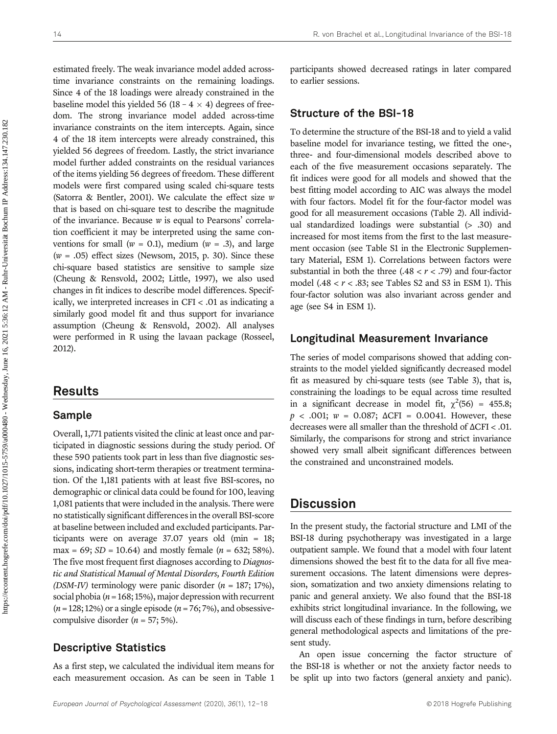estimated freely. The weak invariance model added across-time invariance constraints on the remaining loadings. Since 4 of the 18 loadings were already constrained in the baseline model this yielded 56 ($18 - 4 \times 4$) degrees of freedom. The strong invariance model added across-time invariance constraints on the item intercepts. Again, since 4 of the 18 item intercepts were already constrained, this yielded 56 degrees of freedom. Lastly, the strict invariance model further added constraints on the residual variances of the items yielding 56 degrees of freedom. These different models were first compared using scaled chi-square tests (Satorra & Bentler, 2001). We calculate the effect size $w$ that is based on chi-square test to describe the magnitude of the invariance. Because $w$ is equal to Pearsons' correlation coefficient it may be interpreted using the same conventions for small ($w$ = 0.1), medium ($w$ = .3), and large ($w$ = .05) effect sizes (Newsom, 2015, p. 30). Since these chi-square based statistics are sensitive to sample size (Cheung & Rensvold, 2002; Little, 1997), we also used changes in fit indices to describe model differences. Specifically, we interpreted increases in CFI < .01 as indicating a similarly good model fit and thus support for invariance assumption (Cheung & Rensvold, 2002). All analyses were performed in R using the lavaan package (Rosseel, 2012).

# Results

## Sample

Overall, 1,771 patients visited the clinic at least once and participated in diagnostic sessions during the study period. Of these 590 patients took part in less than five diagnostic sessions, indicating short-term therapies or treatment termination. Of the 1,181 patients with at least five BSI-scores, no demographic or clinical data could be found for 100, leaving 1,081 patients that were included in the analysis. There were no statistically significant differences in the overall BSI-score at baseline between included and excluded participants. Participants were on average 37.07 years old (min = 18; max = 69; $SD$ = 10.64) and mostly female ($n$ = 632; 58%). The five most frequent first diagnoses according to *Diagnostic and Statistical Manual of Mental Disorders, Fourth Edition (DSM-IV)* terminology were panic disorder ($n$ = 187; 17%), social phobia ($n$ = 168; 15%), major depression with recurrent ($n$ = 128; 12%) or a single episode ($n$ = 76; 7%), and obsessive-compulsive disorder ($n$ = 57; 5%).

## Descriptive Statistics

As a first step, we calculated the individual item means for each measurement occasion. As can be seen in Table 1 participants showed decreased ratings in later compared to earlier sessions.

## Structure of the BSI-18

To determine the structure of the BSI-18 and to yield a valid baseline model for invariance testing, we fitted the one-, three- and four-dimensional models described above to each of the five measurement occasions separately. The fit indices were good for all models and showed that the best fitting model according to AIC was always the model with four factors. Model fit for the four-factor model was good for all measurement occasions (Table 2). All individual standardized loadings were substantial (> .30) and increased for most items from the first to the last measurement occasion (see Table S1 in the Electronic Supplementary Material, ESM 1). Correlations between factors were substantial in both the three (.48 < $r$ < .79) and four-factor model (.48 < $r$ < .83; see Tables S2 and S3 in ESM 1). This four-factor solution was also invariant across gender and age (see S4 in ESM 1).

## Longitudinal Measurement Invariance

The series of model comparisons showed that adding constraints to the model yielded significantly decreased model fit as measured by chi-square tests (see Table 3), that is, constraining the loadings to be equal across time resulted in a significant decrease in model fit, $\chi^2(56)$ = 455.8; $p$ < .001; $w$ = 0.087; ΔCFI = 0.0041. However, these decreases were all smaller than the threshold of ΔCFI < .01. Similarly, the comparisons for strong and strict invariance showed very small albeit significant differences between the constrained and unconstrained models.

# Discussion

In the present study, the factorial structure and LMI of the BSI-18 during psychotherapy was investigated in a large outpatient sample. We found that a model with four latent dimensions showed the best fit to the data for all five measurement occasions. The latent dimensions were depression, somatization and two anxiety dimensions relating to panic and general anxiety. We also found that the BSI-18 exhibits strict longitudinal invariance. In the following, we will discuss each of these findings in turn, before describing general methodological aspects and limitations of the present study.

An open issue concerning the factor structure of the BSI-18 is whether or not the anxiety factor needs to be split up into two factors (general anxiety and panic).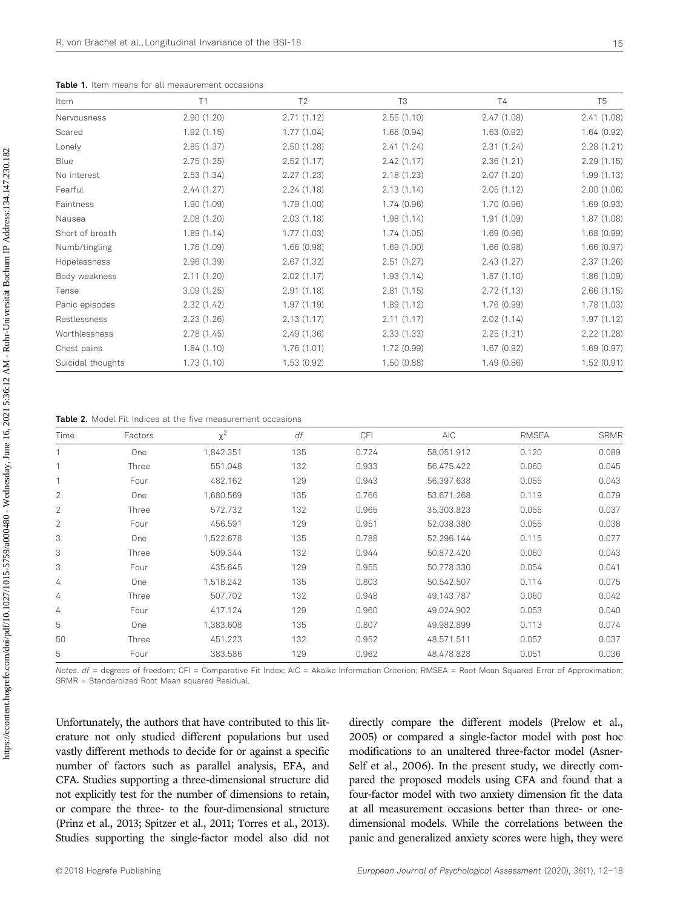**Table 1.** Item means for all measurement occasions

| Item | T1 | T2 | T3 | T4 | T5 |
|---|---|---|---|---|---|
| Nervousness | 2.90 (1.20) | 2.71 (1.12) | 2.55 (1.10) | 2.47 (1.08) | 2.41 (1.08) |
| Scared | 1.92 (1.15) | 1.77 (1.04) | 1.68 (0.94) | 1.63 (0.92) | 1.64 (0.92) |
| Lonely | 2.85 (1.37) | 2.50 (1.28) | 2.41 (1.24) | 2.31 (1.24) | 2.28 (1.21) |
| Blue | 2.75 (1.25) | 2.52 (1.17) | 2.42 (1.17) | 2.36 (1.21) | 2.29 (1.15) |
| No interest | 2.53 (1.34) | 2.27 (1.23) | 2.18 (1.23) | 2.07 (1.20) | 1.99 (1.13) |
| Fearful | 2.44 (1.27) | 2.24 (1.18) | 2.13 (1.14) | 2.05 (1.12) | 2.00 (1.06) |
| Faintness | 1.90 (1.09) | 1.79 (1.00) | 1.74 (0.96) | 1.70 (0.96) | 1.69 (0.93) |
| Nausea | 2.08 (1.20) | 2.03 (1.18) | 1.98 (1.14) | 1.91 (1.09) | 1.87 (1.08) |
| Short of breath | 1.89 (1.14) | 1.77 (1.03) | 1.74 (1.05) | 1.69 (0.96) | 1.68 (0.99) |
| Numb/tingling | 1.76 (1.09) | 1.66 (0.98) | 1.69 (1.00) | 1.66 (0.98) | 1.66 (0.97) |
| Hopelessness | 2.96 (1.39) | 2.67 (1.32) | 2.51 (1.27) | 2.43 (1.27) | 2.37 (1.26) |
| Body weakness | 2.11 (1.20) | 2.02 (1.17) | 1.93 (1.14) | 1.87 (1.10) | 1.86 (1.09) |
| Tense | 3.09 (1.25) | 2.91 (1.18) | 2.81 (1.15) | 2.72 (1.13) | 2.66 (1.15) |
| Panic episodes | 2.32 (1.42) | 1.97 (1.19) | 1.89 (1.12) | 1.76 (0.99) | 1.78 (1.03) |
| Restlessness | 2.23 (1.26) | 2.13 (1.17) | 2.11 (1.17) | 2.02 (1.14) | 1.97 (1.12) |
| Worthlessness | 2.78 (1.45) | 2.49 (1.36) | 2.33 (1.33) | 2.25 (1.31) | 2.22 (1.28) |
| Chest pains | 1.84 (1.10) | 1.76 (1.01) | 1.72 (0.99) | 1.67 (0.92) | 1.69 (0.97) |
| Suicidal thoughts | 1.73 (1.10) | 1.53 (0.92) | 1.50 (0.88) | 1.49 (0.86) | 1.52 (0.91) |

**Table 2.** Model Fit Indices at the five measurement occasions

| Time | Factors | $\chi^2$ | *df* | CFI | AIC | RMSEA | SRMR |
|---|---|---|---|---|---|---|---|
| 1 | One | 1,842.351 | 135 | 0.724 | 58,051.912 | 0.120 | 0.089 |
| 1 | Three | 551.048 | 132 | 0.933 | 56,475.422 | 0.060 | 0.045 |
| 1 | Four | 482.162 | 129 | 0.943 | 56,397.638 | 0.055 | 0.043 |
| 2 | One | 1,680.569 | 135 | 0.766 | 53,671.268 | 0.119 | 0.079 |
| 2 | Three | 572.732 | 132 | 0.965 | 35,303.823 | 0.055 | 0.037 |
| 2 | Four | 456.591 | 129 | 0.951 | 52,038.380 | 0.055 | 0.038 |
| 3 | One | 1,522.678 | 135 | 0.788 | 52,296.144 | 0.115 | 0.077 |
| 3 | Three | 509.344 | 132 | 0.944 | 50,872.420 | 0.060 | 0.043 |
| 3 | Four | 435.645 | 129 | 0.955 | 50,778.330 | 0.054 | 0.041 |
| 4 | One | 1,518.242 | 135 | 0.803 | 50,542.507 | 0.114 | 0.075 |
| 4 | Three | 507.702 | 132 | 0.948 | 49,143.787 | 0.060 | 0.042 |
| 4 | Four | 417.124 | 129 | 0.960 | 49,024.902 | 0.053 | 0.040 |
| 5 | One | 1,383.608 | 135 | 0.807 | 49,982.899 | 0.113 | 0.074 |
| 50 | Three | 451.223 | 132 | 0.952 | 48,571.511 | 0.057 | 0.037 |
| 5 | Four | 383.586 | 129 | 0.962 | 48,478.828 | 0.051 | 0.036 |

*Notes. df* = degrees of freedom; CFI = Comparative Fit Index; AIC = Akaike Information Criterion; RMSEA = Root Mean Squared Error of Approximation; SRMR = Standardized Root Mean squared Residual.

Unfortunately, the authors that have contributed to this literature not only studied different populations but used vastly different methods to decide for or against a specific number of factors such as parallel analysis, EFA, and CFA. Studies supporting a three-dimensional structure did not explicitly test for the number of dimensions to retain, or compare the three- to the four-dimensional structure (Prinz et al., 2013; Spitzer et al., 2011; Torres et al., 2013). Studies supporting the single-factor model also did not directly compare the different models (Prelow et al., 2005) or compared a single-factor model with post hoc modifications to an unaltered three-factor model (Asner-Self et al., 2006). In the present study, we directly compared the proposed models using CFA and found that a four-factor model with two anxiety dimension fit the data at all measurement occasions better than three- or one-dimensional models. While the correlations between the panic and generalized anxiety scores were high, they were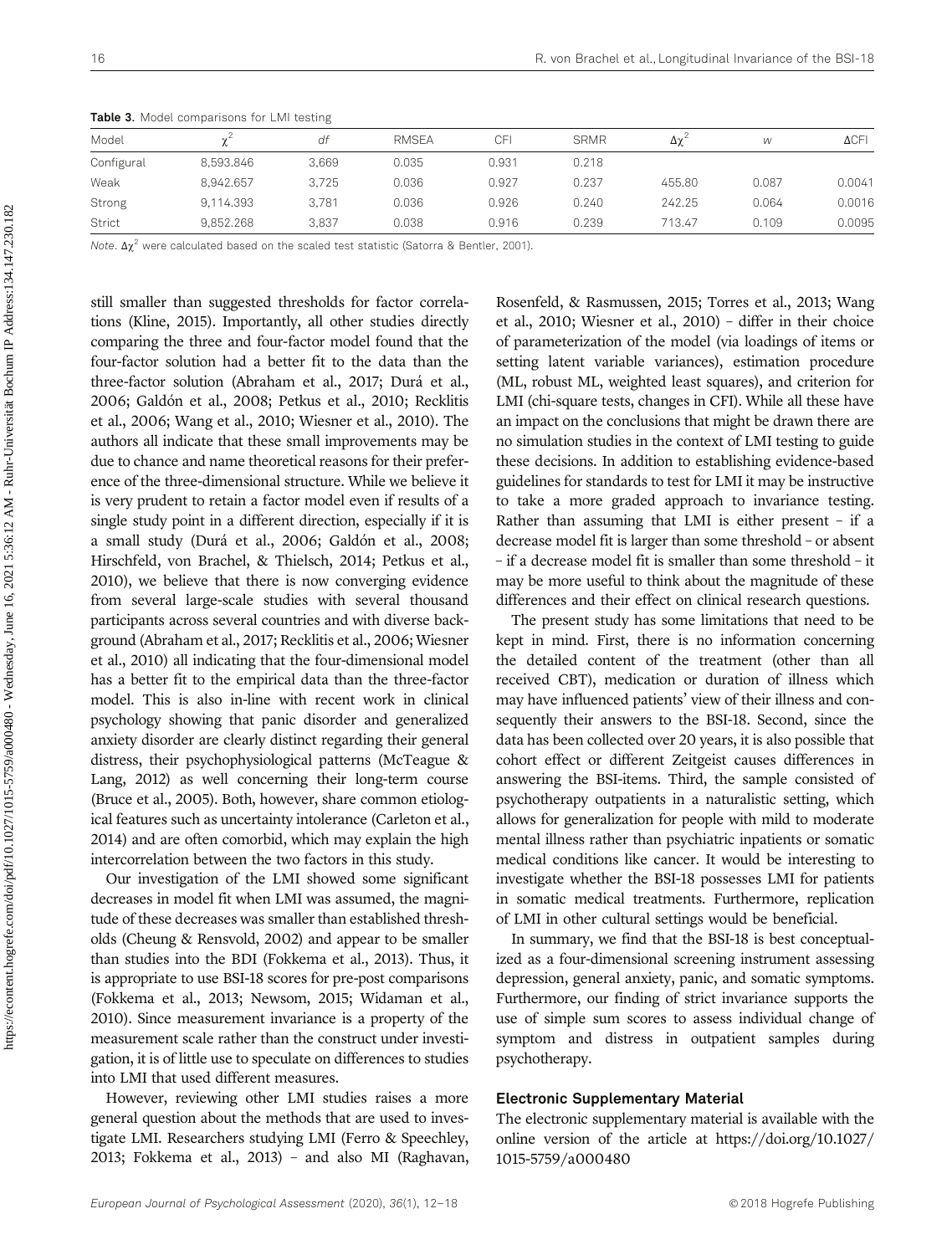**Table 3.** Model comparisons for LMI testing

| Model | $\chi^2$ | $df$ | RMSEA | CFI | SRMR | $\Delta\chi^2$ | $w$ | ΔCFI |
|---|---|---|---|---|---|---|---|---|
| Configural | 8,593.846 | 3,669 | 0.035 | 0.931 | 0.218 | | | |
| Weak | 8,942.657 | 3,725 | 0.036 | 0.927 | 0.237 | 455.80 | 0.087 | 0.0041 |
| Strong | 9,114.393 | 3,781 | 0.036 | 0.926 | 0.240 | 242.25 | 0.064 | 0.0016 |
| Strict | 9,852.268 | 3,837 | 0.038 | 0.916 | 0.239 | 713.47 | 0.109 | 0.0095 |

*Note.* $\Delta\chi^2$ were calculated based on the scaled test statistic (Satorra & Bentler, 2001).

still smaller than suggested thresholds for factor correlations (Kline, 2015). Importantly, all other studies directly comparing the three and four-factor model found that the four-factor solution had a better fit to the data than the three-factor solution (Abraham et al., 2017; Durá et al., 2006; Galdón et al., 2008; Petkus et al., 2010; Recklitis et al., 2006; Wang et al., 2010; Wiesner et al., 2010). The authors all indicate that these small improvements may be due to chance and name theoretical reasons for their preference of the three-dimensional structure. While we believe it is very prudent to retain a factor model even if results of a single study point in a different direction, especially if it is a small study (Durá et al., 2006; Galdón et al., 2008; Hirschfeld, von Brachel, & Thielsch, 2014; Petkus et al., 2010), we believe that there is now converging evidence from several large-scale studies with several thousand participants across several countries and with diverse background (Abraham et al., 2017; Recklitis et al., 2006; Wiesner et al., 2010) all indicating that the four-dimensional model has a better fit to the empirical data than the three-factor model. This is also in-line with recent work in clinical psychology showing that panic disorder and generalized anxiety disorder are clearly distinct regarding their general distress, their psychophysiological patterns (McTeague & Lang, 2012) as well concerning their long-term course (Bruce et al., 2005). Both, however, share common etiological features such as uncertainty intolerance (Carleton et al., 2014) and are often comorbid, which may explain the high intercorrelation between the two factors in this study.

Our investigation of the LMI showed some significant decreases in model fit when LMI was assumed, the magnitude of these decreases was smaller than established thresholds (Cheung & Rensvold, 2002) and appear to be smaller than studies into the BDI (Fokkema et al., 2013). Thus, it is appropriate to use BSI-18 scores for pre-post comparisons (Fokkema et al., 2013; Newsom, 2015; Widaman et al., 2010). Since measurement invariance is a property of the measurement scale rather than the construct under investigation, it is of little use to speculate on differences to studies into LMI that used different measures.

However, reviewing other LMI studies raises a more general question about the methods that are used to investigate LMI. Researchers studying LMI (Ferro & Speechley, 2013; Fokkema et al., 2013) – and also MI (Raghavan, Rosenfeld, & Rasmussen, 2015; Torres et al., 2013; Wang et al., 2010; Wiesner et al., 2010) – differ in their choice of parameterization of the model (via loadings of items or setting latent variable variances), estimation procedure (ML, robust ML, weighted least squares), and criterion for LMI (chi-square tests, changes in CFI). While all these have an impact on the conclusions that might be drawn there are no simulation studies in the context of LMI testing to guide these decisions. In addition to establishing evidence-based guidelines for standards to test for LMI it may be instructive to take a more graded approach to invariance testing. Rather than assuming that LMI is either present – if a decrease model fit is larger than some threshold – or absent – if a decrease model fit is smaller than some threshold – it may be more useful to think about the magnitude of these differences and their effect on clinical research questions.

The present study has some limitations that need to be kept in mind. First, there is no information concerning the detailed content of the treatment (other than all received CBT), medication or duration of illness which may have influenced patients' view of their illness and consequently their answers to the BSI-18. Second, since the data has been collected over 20 years, it is also possible that cohort effect or different Zeitgeist causes differences in answering the BSI-items. Third, the sample consisted of psychotherapy outpatients in a naturalistic setting, which allows for generalization for people with mild to moderate mental illness rather than psychiatric inpatients or somatic medical conditions like cancer. It would be interesting to investigate whether the BSI-18 possesses LMI for patients in somatic medical treatments. Furthermore, replication of LMI in other cultural settings would be beneficial.

In summary, we find that the BSI-18 is best conceptualized as a four-dimensional screening instrument assessing depression, general anxiety, panic, and somatic symptoms. Furthermore, our finding of strict invariance supports the use of simple sum scores to assess individual change of symptom and distress in outpatient samples during psychotherapy.

### Electronic Supplementary Material

The electronic supplementary material is available with the online version of the article at https://doi.org/10.1027/1015-5759/a000480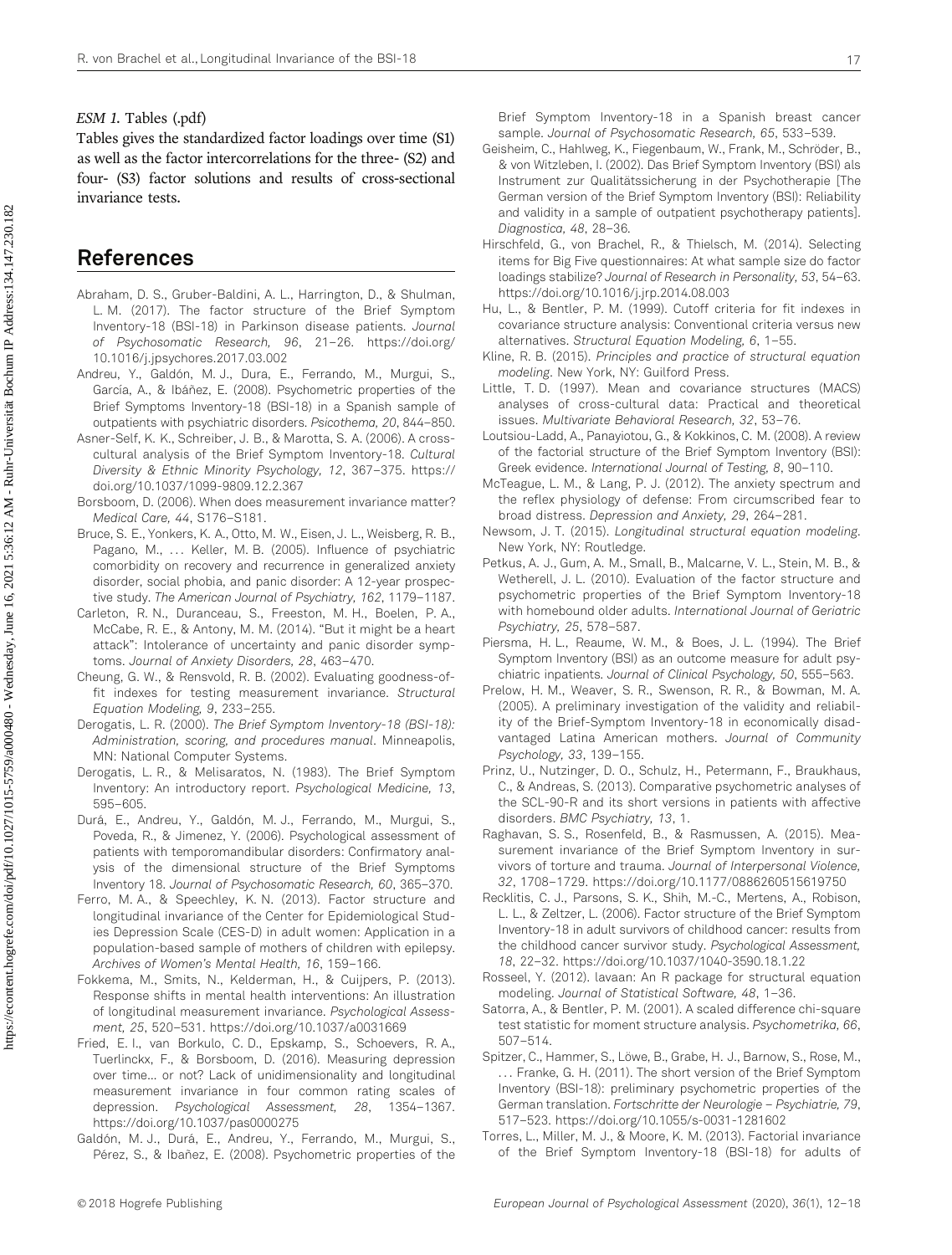*ESM 1.* Tables (.pdf)

Tables gives the standardized factor loadings over time (S1) as well as the factor intercorrelations for the three- (S2) and four- (S3) factor solutions and results of cross-sectional invariance tests.

## References

Abraham, D. S., Gruber-Baldini, A. L., Harrington, D., & Shulman, L. M. (2017). The factor structure of the Brief Symptom Inventory-18 (BSI-18) in Parkinson disease patients. *Journal of Psychosomatic Research, 96*, 21–26. https://doi.org/10.1016/j.jpsychores.2017.03.002

Andreu, Y., Galdón, M. J., Dura, E., Ferrando, M., Murgui, S., García, A., & Ibáñez, E. (2008). Psychometric properties of the Brief Symptoms Inventory-18 (BSI-18) in a Spanish sample of outpatients with psychiatric disorders. *Psicothema, 20*, 844–850.

Asner-Self, K. K., Schreiber, J. B., & Marotta, S. A. (2006). A cross-cultural analysis of the Brief Symptom Inventory-18. *Cultural Diversity & Ethnic Minority Psychology, 12*, 367–375. https://doi.org/10.1037/1099-9809.12.2.367

Borsboom, D. (2006). When does measurement invariance matter? *Medical Care, 44*, S176–S181.

Bruce, S. E., Yonkers, K. A., Otto, M. W., Eisen, J. L., Weisberg, R. B., Pagano, M., . . . Keller, M. B. (2005). Influence of psychiatric comorbidity on recovery and recurrence in generalized anxiety disorder, social phobia, and panic disorder: A 12-year prospective study. *The American Journal of Psychiatry, 162*, 1179–1187.

Carleton, R. N., Duranceau, S., Freeston, M. H., Boelen, P. A., McCabe, R. E., & Antony, M. M. (2014). "But it might be a heart attack": Intolerance of uncertainty and panic disorder symptoms. *Journal of Anxiety Disorders, 28*, 463–470.

Cheung, G. W., & Rensvold, R. B. (2002). Evaluating goodness-of-fit indexes for testing measurement invariance. *Structural Equation Modeling, 9*, 233–255.

Derogatis, L. R. (2000). *The Brief Symptom Inventory-18 (BSI-18): Administration, scoring, and procedures manual*. Minneapolis, MN: National Computer Systems.

Derogatis, L. R., & Melisaratos, N. (1983). The Brief Symptom Inventory: An introductory report. *Psychological Medicine, 13*, 595–605.

Durá, E., Andreu, Y., Galdón, M. J., Ferrando, M., Murgui, S., Poveda, R., & Jimenez, Y. (2006). Psychological assessment of patients with temporomandibular disorders: Confirmatory analysis of the dimensional structure of the Brief Symptoms Inventory 18. *Journal of Psychosomatic Research, 60*, 365–370.

Ferro, M. A., & Speechley, K. N. (2013). Factor structure and longitudinal invariance of the Center for Epidemiological Studies Depression Scale (CES-D) in adult women: Application in a population-based sample of mothers of children with epilepsy. *Archives of Women's Mental Health, 16*, 159–166.

Fokkema, M., Smits, N., Kelderman, H., & Cuijpers, P. (2013). Response shifts in mental health interventions: An illustration of longitudinal measurement invariance. *Psychological Assessment, 25*, 520–531. https://doi.org/10.1037/a0031669

Fried, E. I., van Borkulo, C. D., Epskamp, S., Schoevers, R. A., Tuerlinckx, F., & Borsboom, D. (2016). Measuring depression over time... or not? Lack of unidimensionality and longitudinal measurement invariance in four common rating scales of depression. *Psychological Assessment, 28*, 1354–1367. https://doi.org/10.1037/pas0000275

Galdón, M. J., Durá, E., Andreu, Y., Ferrando, M., Murgui, S., Pérez, S., & Ibañez, E. (2008). Psychometric properties of the Brief Symptom Inventory-18 in a Spanish breast cancer sample. *Journal of Psychosomatic Research, 65*, 533–539.

Geisheim, C., Hahlweg, K., Fiegenbaum, W., Frank, M., Schröder, B., & von Witzleben, I. (2002). Das Brief Symptom Inventory (BSI) als Instrument zur Qualitätssicherung in der Psychotherapie [The German version of the Brief Symptom Inventory (BSI): Reliability and validity in a sample of outpatient psychotherapy patients]. *Diagnostica, 48*, 28–36.

Hirschfeld, G., von Brachel, R., & Thielsch, M. (2014). Selecting items for Big Five questionnaires: At what sample size do factor loadings stabilize? *Journal of Research in Personality, 53*, 54–63. https://doi.org/10.1016/j.jrp.2014.08.003

Hu, L., & Bentler, P. M. (1999). Cutoff criteria for fit indexes in covariance structure analysis: Conventional criteria versus new alternatives. *Structural Equation Modeling, 6*, 1–55.

Kline, R. B. (2015). *Principles and practice of structural equation modeling*. New York, NY: Guilford Press.

Little, T. D. (1997). Mean and covariance structures (MACS) analyses of cross-cultural data: Practical and theoretical issues. *Multivariate Behavioral Research, 32*, 53–76.

Loutsiou-Ladd, A., Panayiotou, G., & Kokkinos, C. M. (2008). A review of the factorial structure of the Brief Symptom Inventory (BSI): Greek evidence. *International Journal of Testing, 8*, 90–110.

McTeague, L. M., & Lang, P. J. (2012). The anxiety spectrum and the reflex physiology of defense: From circumscribed fear to broad distress. *Depression and Anxiety, 29*, 264–281.

Newsom, J. T. (2015). *Longitudinal structural equation modeling*. New York, NY: Routledge.

Petkus, A. J., Gum, A. M., Small, B., Malcarne, V. L., Stein, M. B., & Wetherell, J. L. (2010). Evaluation of the factor structure and psychometric properties of the Brief Symptom Inventory-18 with homebound older adults. *International Journal of Geriatric Psychiatry, 25*, 578–587.

Piersma, H. L., Reaume, W. M., & Boes, J. L. (1994). The Brief Symptom Inventory (BSI) as an outcome measure for adult psychiatric inpatients. *Journal of Clinical Psychology, 50*, 555–563.

Prelow, H. M., Weaver, S. R., Swenson, R. R., & Bowman, M. A. (2005). A preliminary investigation of the validity and reliability of the Brief-Symptom Inventory-18 in economically disadvantaged Latina American mothers. *Journal of Community Psychology, 33*, 139–155.

Prinz, U., Nutzinger, D. O., Schulz, H., Petermann, F., Braukhaus, C., & Andreas, S. (2013). Comparative psychometric analyses of the SCL-90-R and its short versions in patients with affective disorders. *BMC Psychiatry, 13*, 1.

Raghavan, S. S., Rosenfeld, B., & Rasmussen, A. (2015). Measurement invariance of the Brief Symptom Inventory in survivors of torture and trauma. *Journal of Interpersonal Violence, 32*, 1708–1729. https://doi.org/10.1177/0886260515619750

Recklitis, C. J., Parsons, S. K., Shih, M.-C., Mertens, A., Robison, L. L., & Zeltzer, L. (2006). Factor structure of the Brief Symptom Inventory-18 in adult survivors of childhood cancer: results from the childhood cancer survivor study. *Psychological Assessment, 18*, 22–32. https://doi.org/10.1037/1040-3590.18.1.22

Rosseel, Y. (2012). lavaan: An R package for structural equation modeling. *Journal of Statistical Software, 48*, 1–36.

Satorra, A., & Bentler, P. M. (2001). A scaled difference chi-square test statistic for moment structure analysis. *Psychometrika, 66*, 507–514.

Spitzer, C., Hammer, S., Löwe, B., Grabe, H. J., Barnow, S., Rose, M., . . . Franke, G. H. (2011). The short version of the Brief Symptom Inventory (BSI-18): preliminary psychometric properties of the German translation. *Fortschritte der Neurologie – Psychiatrie, 79*, 517–523. https://doi.org/10.1055/s-0031-1281602

Torres, L., Miller, M. J., & Moore, K. M. (2013). Factorial invariance of the Brief Symptom Inventory-18 (BSI-18) for adults of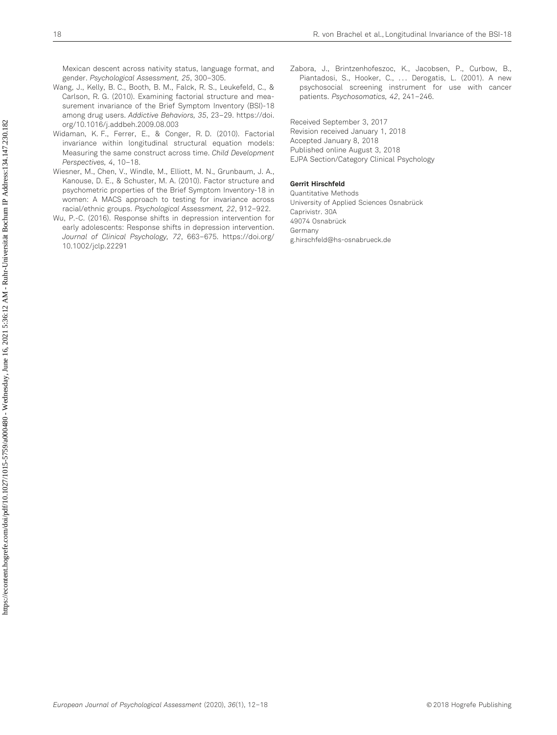Mexican descent across nativity status, language format, and gender. *Psychological Assessment, 25*, 300–305.

Wang, J., Kelly, B. C., Booth, B. M., Falck, R. S., Leukefeld, C., & Carlson, R. G. (2010). Examining factorial structure and measurement invariance of the Brief Symptom Inventory (BSI)-18 among drug users. *Addictive Behaviors, 35*, 23–29. https://doi.org/10.1016/j.addbeh.2009.08.003

Widaman, K. F., Ferrer, E., & Conger, R. D. (2010). Factorial invariance within longitudinal structural equation models: Measuring the same construct across time. *Child Development Perspectives, 4*, 10–18.

Wiesner, M., Chen, V., Windle, M., Elliott, M. N., Grunbaum, J. A., Kanouse, D. E., & Schuster, M. A. (2010). Factor structure and psychometric properties of the Brief Symptom Inventory-18 in women: A MACS approach to testing for invariance across racial/ethnic groups. *Psychological Assessment, 22*, 912–922.

Wu, P.-C. (2016). Response shifts in depression intervention for early adolescents: Response shifts in depression intervention. *Journal of Clinical Psychology, 72*, 663–675. https://doi.org/10.1002/jclp.22291

Zabora, J., Brintzenhofeszoc, K., Jacobsen, P., Curbow, B., Piantadosi, S., Hooker, C., ... Derogatis, L. (2001). A new psychosocial screening instrument for use with cancer patients. *Psychosomatics, 42*, 241–246.

Received September 3, 2017
Revision received January 1, 2018
Accepted January 8, 2018
Published online August 3, 2018
EJPA Section/Category Clinical Psychology

**Gerrit Hirschfeld**
Quantitative Methods
University of Applied Sciences Osnabrück
Caprivistr. 30A
49074 Osnabrück
Germany
g.hirschfeld@hs-osnabrueck.de